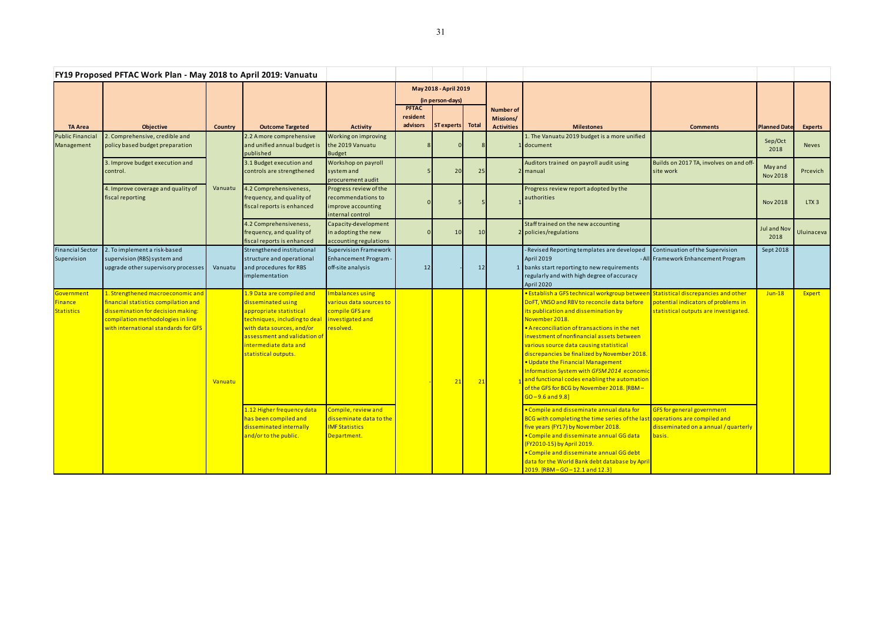## FY19 Proposed PFTAC Work Plan - May 2018 to April 2019: Vanuatu

| TA Area | Objective | Country | Outcome Targeted | Activity | May 2018 - April 2019 (in person-days) PFTAC resident advisors | ST experts | Total | Number of Missions/ Activities | Milestones | Comments | Planned Date | Experts |
|---|---|---|---|---|---|---|---|---|---|---|---|---|
| Public Financial Management | 2. Comprehensive, credible and policy based budget preparation | Vanuatu | 2.2 A more comprehensive and unified annual budget is published | Working on improving the 2019 Vanuatu Budget | 8 | 0 | 8 | 1 | 1. The Vanuatu 2019 budget is a more unified document | | Sep/Oct 2018 | Neves |
| | 3. Improve budget execution and control. | | 3.1 Budget execution and controls are strengthened | Workshop on payroll system and procurement audit | 5 | 20 | 25 | 2 | Auditors trained on payroll audit using manual | Builds on 2017 TA, involves on and off-site work | May and Nov 2018 | Prcevich |
| | 4. Improve coverage and quality of fiscal reporting | | 4.2 Comprehensiveness, frequency, and quality of fiscal reports is enhanced | Progress review of the recommendations to improve accounting internal control | 0 | 5 | 5 | 1 | Progress review report adopted by the authorities | | Nov 2018 | LTX 3 |
| | | | 4.2 Comprehensiveness, frequency, and quality of fiscal reports is enhanced | Capacity-development in adopting the new accounting regulations | 0 | 10 | 10 | 2 | Staff trained on the new accounting policies/regulations | | Jul and Nov 2018 | Uluinaceva |
| Financial Sector Supervision | 2. To implement a risk-based supervision (RBS) system and upgrade other supervisory processes | Vanuatu | Strengthened institutional structure and operational and procedures for RBS implementation | Supervision Framework Enhancement Program - off-site analysis | 12 | - | 12 | 1 | - Revised Reporting templates are developed April 2019 - All banks start reporting to new requirements regularly and with high degree of accuracy April 2020 | Continuation of the Supervision Framework Enhancement Program | Sept 2018 | |
| Government Finance Statistics | 1. Strengthened macroeconomic and financial statistics compilation and dissemination for decision making: compilation methodologies in line with international standards for GFS | Vanuatu | 1.9 Data are compiled and disseminated using appropriate statistical techniques, including to deal with data sources, and/or assessment and validation of intermediate data and statistical outputs. | Imbalances using various data sources to compile GFS are investigated and resolved. | - | 21 | 21 | 1 | • Establish a GFS technical workgroup between DoFT, VNSO and RBV to reconcile data before its publication and dissemination by November 2018. • A reconciliation of transactions in the net investment of nonfinancial assets between various source data causing statistical discrepancies be finalized by November 2018. • Update the Financial Management Information System with *GFSM 2014* economic and functional codes enabling the automation of the GFS for BCG by November 2018. [RBM – GO – 9.6 and 9.8] | Statistical discrepancies and other potential indicators of problems in statistical outputs are investigated. | Jun-18 | Expert |
| | | | 1.12 Higher frequency data has been compiled and disseminated internally and/or to the public. | Compile, review and disseminate data to the IMF Statistics Department. | | | | | • Compile and disseminate annual data for BCG with completing the time series of the last five years (FY17) by November 2018. • Compile and disseminate annual GG data (FY2010-15) by April 2019. • Compile and disseminate annual GG debt data for the World Bank debt database by April 2019. [RBM – GO – 12.1 and 12.3] | GFS for general government operations are compiled and disseminated on a annual / quarterly basis. | | |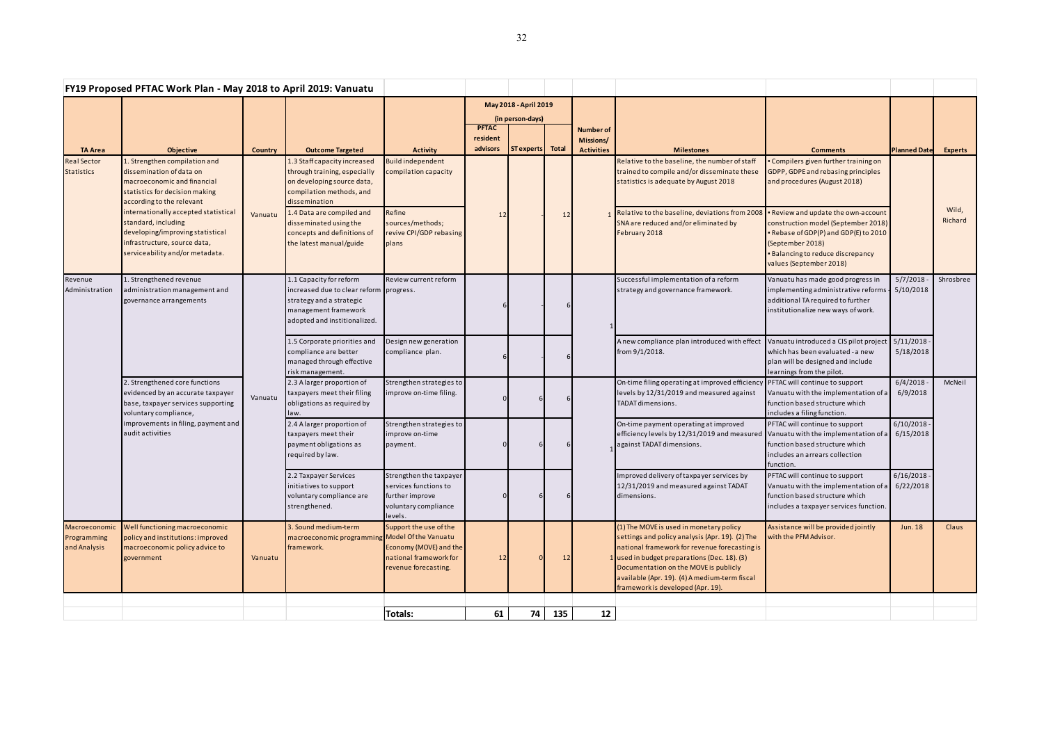## FY19 Proposed PFTAC Work Plan - May 2018 to April 2019: Vanuatu

| TA Area | Objective | Country | Outcome Targeted | Activity | May 2018 - April 2019 (in person-days) PFTAC resident advisors | ST experts | Total | Number of Missions/ Activities | Milestones | Comments | Planned Date | Experts |
|---|---|---|---|---|---|---|---|---|---|---|---|---|
| Real Sector Statistics | 1. Strengthen compilation and dissemination of data on macroeconomic and financial statistics for decision making according to the relevant internationally accepted statistical standard, including developing/improving statistical infrastructure, source data, serviceability and/or metadata. | Vanuatu | 1.3 Staff capacity increased through training, especially on developing source data, compilation methods, and dissemination | Build independent compilation capacity | 12 | - | 12 | 1 | Relative to the baseline, the number of staff trained to compile and/or disseminate these statistics is adequate by August 2018 | • Compilers given further training on GDPP, GDPE and rebasing principles and procedures (August 2018) | | Wild, Richard |
| | | | 1.4 Data are compiled and disseminated using the concepts and definitions of the latest manual/guide | Refine sources/methods; revive CPI/GDP rebasing plans | | | | | Relative to the baseline, deviations from 2008 SNA are reduced and/or eliminated by February 2018 | • Review and update the own-account construction model (September 2018) • Rebase of GDP(P) and GDP(E) to 2010 (September 2018) • Balancing to reduce discrepancy values (September 2018) | | |
| Revenue Administration | 1. Strengthened revenue administration management and governance arrangements | Vanuatu | 1.1 Capacity for reform increased due to clear reform strategy and a strategic management framework adopted and institionalized. | Review current reform progress. | 6 | - | 6 | 1 | Successful implementation of a reform strategy and governance framework. | Vanuatu has made good progress in implementing administrative reforms - additional TA required to further institutionalize new ways of work. | 5/7/2018 - 5/10/2018 | Shrosbree |
| | | | 1.5 Corporate priorities and compliance are better managed through effective risk management. | Design new generation compliance plan. | 6 | - | 6 | | A new compliance plan introduced with effect from 9/1/2018. | Vanuatu introduced a CIS pilot project which has been evaluated - a new plan will be designed and include learnings from the pilot. | 5/11/2018 - 5/18/2018 | |
| | 2. Strengthened core functions evidenced by an accurate taxpayer base, taxpayer services supporting voluntary compliance, improvements in filing, payment and audit activities | | 2.3 A larger proportion of taxpayers meet their filing obligations as required by law. | Strengthen strategies to improve on-time filing. | 0 | 6 | 6 | 1 | On-time filing operating at improved efficiency levels by 12/31/2019 and measured against TADAT dimensions. | PFTAC will continue to support Vanuatu with the implementation of a function based structure which includes a filing function. | 6/4/2018 - 6/9/2018 | McNeil |
| | | | 2.4 A larger proportion of taxpayers meet their payment obligations as required by law. | Strengthen strategies to improve on-time payment. | 0 | 6 | 6 | | On-time payment operating at improved efficiency levels by 12/31/2019 and measured against TADAT dimensions. | PFTAC will continue to support Vanuatu with the implementation of a function based structure which includes an arrears collection function. | 6/10/2018 - 6/15/2018 | |
| | | | 2.2 Taxpayer Services initiatives to support voluntary compliance are strengthened. | Strengthen the taxpayer services functions to further improve voluntary compliance levels. | 0 | 6 | 6 | | Improved delivery of taxpayer services by 12/31/2019 and measured against TADAT dimensions. | PFTAC will continue to support Vanuatu with the implementation of a function based structure which includes a taxpayer services function. | 6/16/2018 - 6/22/2018 | |
| Macroeconomic Programming and Analysis | Well functioning macroeconomic policy and institutions: improved macroeconomic policy advice to government | Vanuatu | 3. Sound medium-term macroeconomic programming framework. | Support the use of the Model Of the Vanuatu Economy (MOVE) and the national framework for revenue forecasting. | 12 | 0 | 12 | 1 | (1) The MOVE is used in monetary policy settings and policy analysis (Apr. 19). (2) The national framework for revenue forecasting is used in budget preparations (Dec. 18). (3) Documentation on the MOVE is publicly available (Apr. 19). (4) A medium-term fiscal framework is developed (Apr. 19). | Assistance will be provided jointly with the PFM Advisor. | Jun. 18 | Claus |
| | | | | **Totals:** | **61** | **74** | **135** | **12** | | | | |